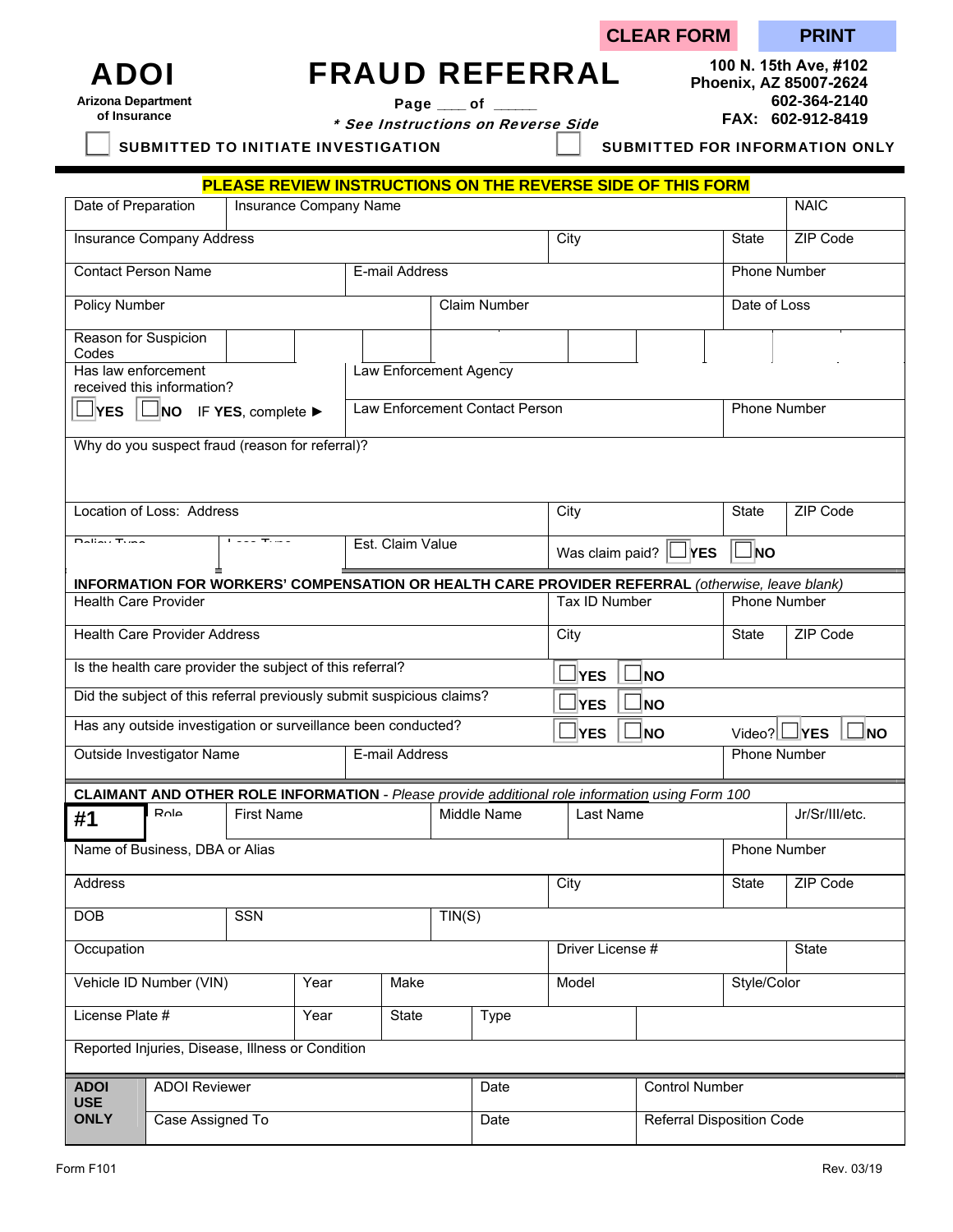CLEAR FORM | PRINT

# ADOI

**Arizona Department of Insurance**

# FRAUD REFERRAL

**Page \_\_\_ of \_\_\_\_\_**

***\* See Instructions on Reverse Side***

**100 N. 15th Ave, #102**
**Phoenix, AZ 85007-2624**
**602-364-2140**
**FAX: 602-912-8419**

☐ **SUBMITTED TO INITIATE INVESTIGATION** ☐ **SUBMITTED FOR INFORMATION ONLY**

**PLEASE REVIEW INSTRUCTIONS ON THE REVERSE SIDE OF THIS FORM**

| | | | | | |
|---|---|---|---|---|---|
| Date of Preparation | Insurance Company Name | | | | NAIC |
| Insurance Company Address | | City | | State | ZIP Code |
| Contact Person Name | E-mail Address | | | Phone Number | |
| Policy Number | | Claim Number | | Date of Loss | |
| Reason for Suspicion Codes | | | | | |
| Has law enforcement received this information? ☐ YES ☐ NO IF **YES**, complete ▶ | Law Enforcement Agency | | | | |
| | Law Enforcement Contact Person | | | Phone Number | |
| Why do you suspect fraud (reason for referral)? | | | | | |
| Location of Loss: Address | | City | | State | ZIP Code |
| Policy Type | Loss Type | Est. Claim Value | Was claim paid? ☐ YES ☐ NO | | |

**INFORMATION FOR WORKERS' COMPENSATION OR HEALTH CARE PROVIDER REFERRAL** *(otherwise, leave blank)*

| | | | |
|---|---|---|---|
| Health Care Provider | Tax ID Number | Phone Number | |
| Health Care Provider Address | City | State | ZIP Code |
| Is the health care provider the subject of this referral? | ☐ YES ☐ NO | | |
| Did the subject of this referral previously submit suspicious claims? | ☐ YES ☐ NO | | |
| Has any outside investigation or surveillance been conducted? | ☐ YES ☐ NO | Video? ☐ YES ☐ NO | |
| Outside Investigator Name | E-mail Address | Phone Number | |

**CLAIMANT AND OTHER ROLE INFORMATION** - *Please provide additional role information using Form 100*

| | | | | | |
|---|---|---|---|---|---|
| **#1** Role | First Name | Middle Name | Last Name | | Jr/Sr/III/etc. |
| Name of Business, DBA or Alias | | | | Phone Number | |
| Address | | City | | State | ZIP Code |
| DOB | SSN | TIN(S) | | | |
| Occupation | | Driver License # | | State | |
| Vehicle ID Number (VIN) | Year | Make | Model | Style/Color | |
| License Plate # | Year | State | Type | | |
| Reported Injuries, Disease, Illness or Condition | | | | | |

| | | | |
|---|---|---|---|
| **ADOI USE ONLY** | ADOI Reviewer | Date | Control Number |
| | Case Assigned To | Date | Referral Disposition Code |

Form F101 Rev. 03/19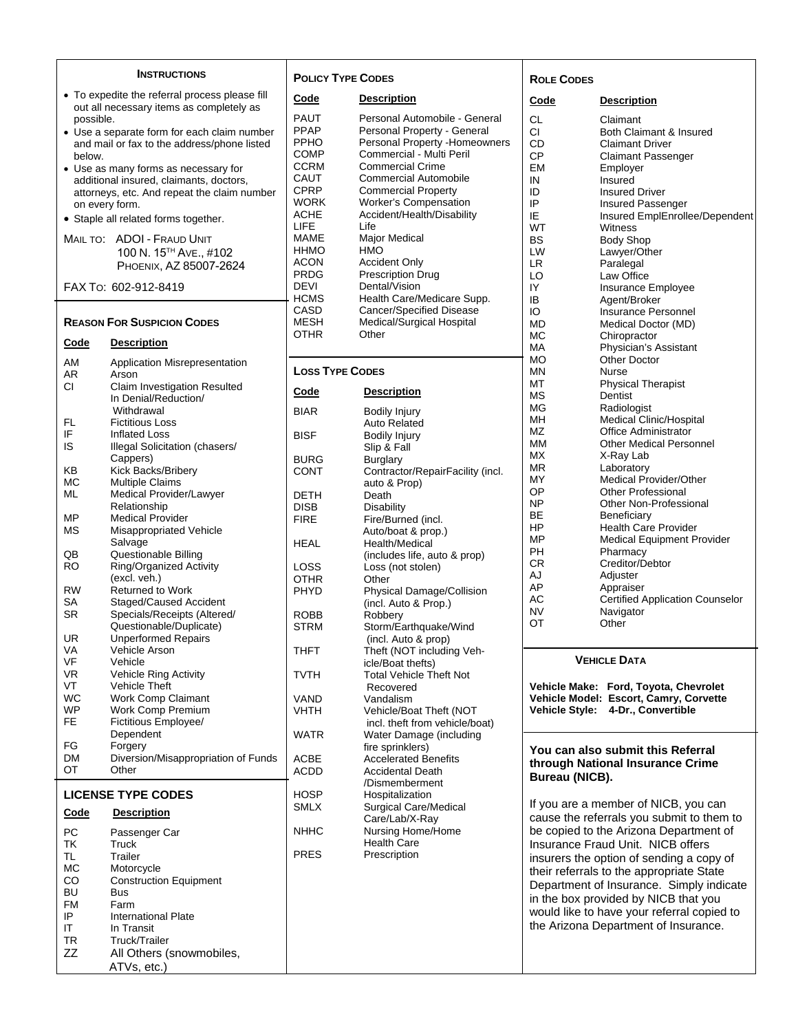## Instructions

- To expedite the referral process please fill out all necessary items as completely as possible.
- Use a separate form for each claim number and mail or fax to the address/phone listed below.
- Use as many forms as necessary for additional insured, claimants, doctors, attorneys, etc. And repeat the claim number on every form.
- Staple all related forms together.

MAIL TO: ADOI - FRAUD UNIT
100 N. 15TH AVE., #102
PHOENIX, AZ 85007-2624

FAX TO: 602-912-8419

## Reason For Suspicion Codes

| Code | Description |
|---|---|
| AM | Application Misrepresentation |
| AR | Arson |
| CI | Claim Investigation Resulted In Denial/Reduction/ Withdrawal |
| FL | Fictitious Loss |
| IF | Inflated Loss |
| IS | Illegal Solicitation (chasers/ Cappers) |
| KB | Kick Backs/Bribery |
| MC | Multiple Claims |
| ML | Medical Provider/Lawyer Relationship |
| MP | Medical Provider |
| MS | Misappropriated Vehicle Salvage |
| QB | Questionable Billing |
| RO | Ring/Organized Activity (excl. veh.) |
| RW | Returned to Work |
| SA | Staged/Caused Accident |
| SR | Specials/Receipts (Altered/ Questionable/Duplicate) |
| UR | Unperformed Repairs |
| VA | Vehicle Arson |
| VF | Vehicle |
| VR | Vehicle Ring Activity |
| VT | Vehicle Theft |
| WC | Work Comp Claimant |
| WP | Work Comp Premium |
| FE | Fictitious Employee/ Dependent |
| FG | Forgery |
| DM | Diversion/Misappropriation of Funds |
| OT | Other |

## License Type Codes

| Code | Description |
|---|---|
| PC | Passenger Car |
| TK | Truck |
| TL | Trailer |
| MC | Motorcycle |
| CO | Construction Equipment |
| BU | Bus |
| FM | Farm |
| IP | International Plate |
| IT | In Transit |
| TR | Truck/Trailer |
| ZZ | All Others (snowmobiles, ATVs, etc.) |

## Policy Type Codes

| Code | Description |
|---|---|
| PAUT | Personal Automobile - General |
| PPAP | Personal Property - General |
| PPHO | Personal Property -Homeowners |
| COMP | Commercial - Multi Peril |
| CCRM | Commercial Crime |
| CAUT | Commercial Automobile |
| CPRP | Commercial Property |
| WORK | Worker's Compensation |
| ACHE | Accident/Health/Disability |
| LIFE | Life |
| MAME | Major Medical |
| HHMO | HMO |
| ACON | Accident Only |
| PRDG | Prescription Drug |
| DEVI | Dental/Vision |
| HCMS | Health Care/Medicare Supp. |
| CASD | Cancer/Specified Disease |
| MESH | Medical/Surgical Hospital |
| OTHR | Other |

## Loss Type Codes

| Code | Description |
|---|---|
| BIAR | Bodily Injury Auto Related |
| BISF | Bodily Injury Slip & Fall |
| BURG | Burglary |
| CONT | Contractor/RepairFacility (incl. auto & Prop) |
| DETH | Death |
| DISB | Disability |
| FIRE | Fire/Burned (incl. Auto/boat & prop.) |
| HEAL | Health/Medical (includes life, auto & prop) |
| LOSS | Loss (not stolen) |
| OTHR | Other |
| PHYD | Physical Damage/Collision (incl. Auto & Prop.) |
| ROBB | Robbery |
| STRM | Storm/Earthquake/Wind (incl. Auto & prop) |
| THFT | Theft (NOT including Vehicle/Boat thefts) |
| TVTH | Total Vehicle Theft Not Recovered |
| VAND | Vandalism |
| VHTH | Vehicle/Boat Theft (NOT incl. theft from vehicle/boat) |
| WATR | Water Damage (including fire sprinklers) |
| ACBE | Accelerated Benefits |
| ACDD | Accidental Death /Dismemberment |
| HOSP | Hospitalization |
| SMLX | Surgical Care/Medical Care/Lab/X-Ray |
| NHHC | Nursing Home/Home Health Care |
| PRES | Prescription |

## Role Codes

| Code | Description |
|---|---|
| CL | Claimant |
| CI | Both Claimant & Insured |
| CD | Claimant Driver |
| CP | Claimant Passenger |
| EM | Employer |
| IN | Insured |
| ID | Insured Driver |
| IP | Insured Passenger |
| IE | Insured EmplEnrollee/Dependent |
| WT | Witness |
| BS | Body Shop |
| LW | Lawyer/Other |
| LR | Paralegal |
| LO | Law Office |
| IY | Insurance Employee |
| IB | Agent/Broker |
| IO | Insurance Personnel |
| MD | Medical Doctor (MD) |
| MC | Chiropractor |
| MA | Physician's Assistant |
| MO | Other Doctor |
| MN | Nurse |
| MT | Physical Therapist |
| MS | Dentist |
| MG | Radiologist |
| MH | Medical Clinic/Hospital |
| MZ | Office Administrator |
| MM | Other Medical Personnel |
| MX | X-Ray Lab |
| MR | Laboratory |
| MY | Medical Provider/Other |
| OP | Other Professional |
| NP | Other Non-Professional |
| BE | Beneficiary |
| HP | Health Care Provider |
| MP | Medical Equipment Provider |
| PH | Pharmacy |
| CR | Creditor/Debtor |
| AJ | Adjuster |
| AP | Appraiser |
| AC | Certified Application Counselor |
| NV | Navigator |
| OT | Other |

## Vehicle Data

**Vehicle Make: Ford, Toyota, Chevrolet**
**Vehicle Model: Escort, Camry, Corvette**
**Vehicle Style: 4-Dr., Convertible**

**You can also submit this Referral through National Insurance Crime Bureau (NICB).**

If you are a member of NICB, you can cause the referrals you submit to them to be copied to the Arizona Department of Insurance Fraud Unit. NICB offers insurers the option of sending a copy of their referrals to the appropriate State Department of Insurance. Simply indicate in the box provided by NICB that you would like to have your referral copied to the Arizona Department of Insurance.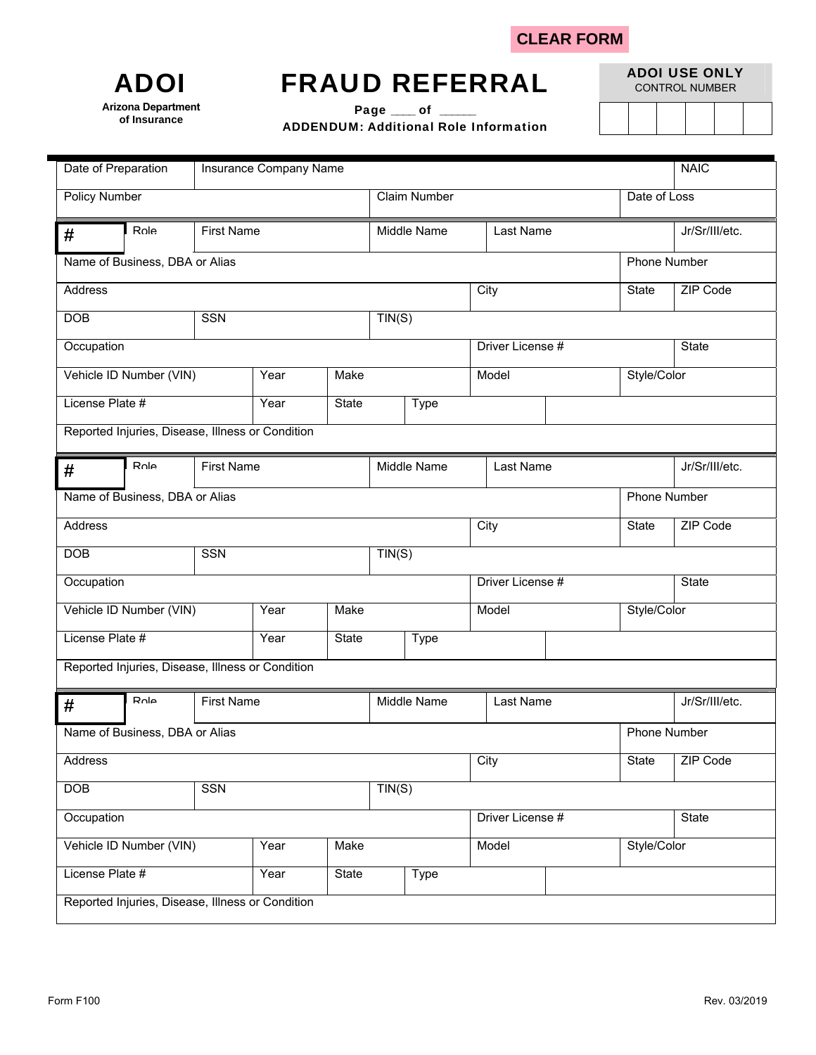CLEAR FORM

# ADOI

**Arizona Department of Insurance**

# FRAUD REFERRAL

**Page ___ of _____**

**ADDENDUM: Additional Role Information**

**ADOI USE ONLY**
CONTROL NUMBER

| | | | | | |
|---|---|---|---|---|---|
| | | | | | |

| | | |
|---|---|---|
| Date of Preparation | Insurance Company Name | NAIC |
| Policy Number | Claim Number | Date of Loss |

| | | | | | |
|---|---|---|---|---|---|
| # | Role | First Name | Middle Name | Last Name | Jr/Sr/III/etc. |
| Name of Business, DBA or Alias | | | | Phone Number | |
| Address | | | City | State | ZIP Code |
| DOB | SSN | TIN(S) | | | |
| Occupation | | | Driver License # | State | |
| Vehicle ID Number (VIN) | Year | Make | Model | Style/Color | |
| License Plate # | Year | State | Type | | |
| Reported Injuries, Disease, Illness or Condition | | | | | |

| | | | | | |
|---|---|---|---|---|---|
| # | Role | First Name | Middle Name | Last Name | Jr/Sr/III/etc. |
| Name of Business, DBA or Alias | | | | Phone Number | |
| Address | | | City | State | ZIP Code |
| DOB | SSN | TIN(S) | | | |
| Occupation | | | Driver License # | State | |
| Vehicle ID Number (VIN) | Year | Make | Model | Style/Color | |
| License Plate # | Year | State | Type | | |
| Reported Injuries, Disease, Illness or Condition | | | | | |

| | | | | | |
|---|---|---|---|---|---|
| # | Role | First Name | Middle Name | Last Name | Jr/Sr/III/etc. |
| Name of Business, DBA or Alias | | | | Phone Number | |
| Address | | | City | State | ZIP Code |
| DOB | SSN | TIN(S) | | | |
| Occupation | | | Driver License # | State | |
| Vehicle ID Number (VIN) | Year | Make | Model | Style/Color | |
| License Plate # | Year | State | Type | | |
| Reported Injuries, Disease, Illness or Condition | | | | | |

Form F100 Rev. 03/2019